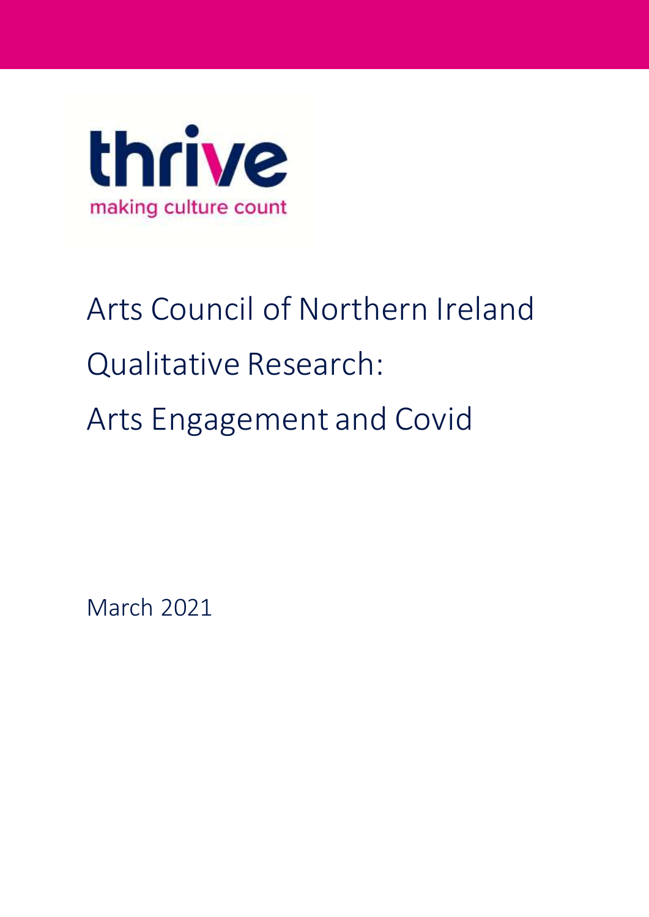thrive

making culture count

# Arts Council of Northern Ireland Qualitative Research: Arts Engagement and Covid

March 2021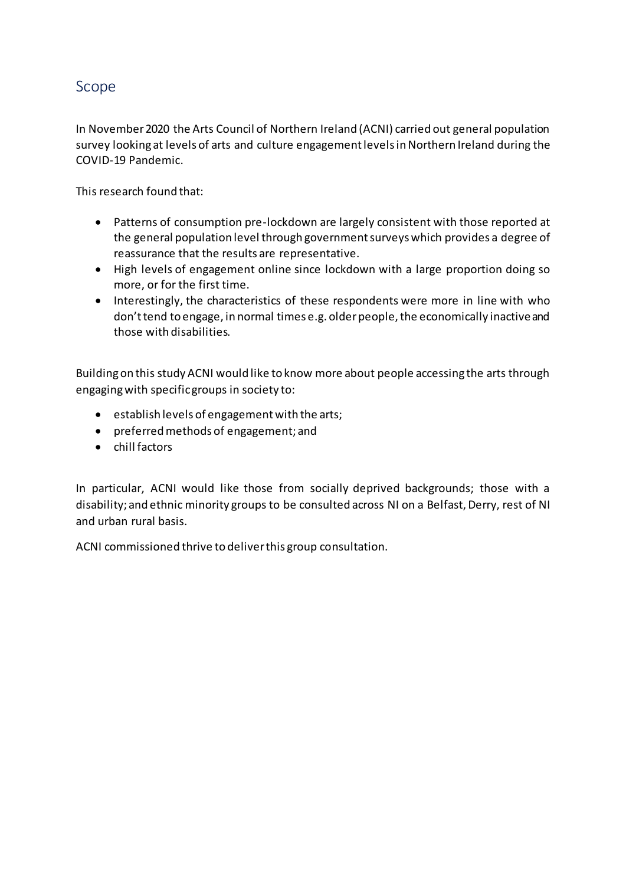## Scope

In November 2020 the Arts Council of Northern Ireland (ACNI) carried out general population survey looking at levels of arts and culture engagement levels in Northern Ireland during the COVID-19 Pandemic.

This research found that:

- Patterns of consumption pre-lockdown are largely consistent with those reported at the general population level through government surveys which provides a degree of reassurance that the results are representative.
- High levels of engagement online since lockdown with a large proportion doing so more, or for the first time.
- Interestingly, the characteristics of these respondents were more in line with who don't tend to engage, in normal times e.g. older people, the economically inactive and those with disabilities.

Building on this study ACNI would like to know more about people accessing the arts through engaging with specific groups in society to:

- establish levels of engagement with the arts;
- preferred methods of engagement; and
- chill factors

In particular, ACNI would like those from socially deprived backgrounds; those with a disability; and ethnic minority groups to be consulted across NI on a Belfast, Derry, rest of NI and urban rural basis.

ACNI commissioned thrive to deliver this group consultation.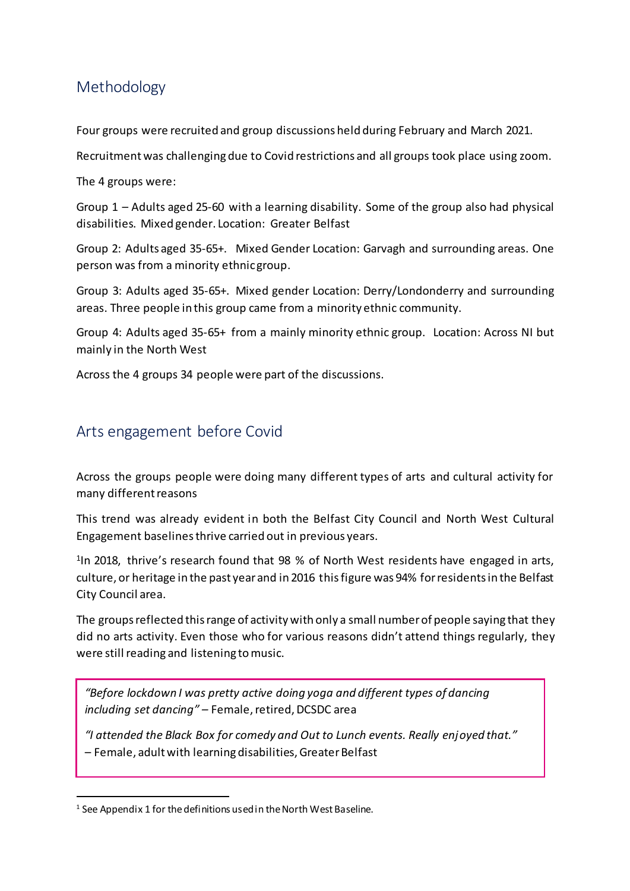## Methodology

Four groups were recruited and group discussions held during February and March 2021.

Recruitment was challenging due to Covid restrictions and all groups took place using zoom.

The 4 groups were:

Group 1 – Adults aged 25-60 with a learning disability. Some of the group also had physical disabilities. Mixed gender. Location: Greater Belfast

Group 2: Adults aged 35-65+. Mixed Gender Location: Garvagh and surrounding areas. One person was from a minority ethnic group.

Group 3: Adults aged 35-65+. Mixed gender Location: Derry/Londonderry and surrounding areas. Three people in this group came from a minority ethnic community.

Group 4: Adults aged 35-65+ from a mainly minority ethnic group. Location: Across NI but mainly in the North West

Across the 4 groups 34 people were part of the discussions.

## Arts engagement before Covid

Across the groups people were doing many different types of arts and cultural activity for many different reasons

This trend was already evident in both the Belfast City Council and North West Cultural Engagement baselines thrive carried out in previous years.

[1]In 2018, thrive's research found that 98 % of North West residents have engaged in arts, culture, or heritage in the past year and in 2016 this figure was 94% for residents in the Belfast City Council area.

The groups reflected this range of activity with only a small number of people saying that they did no arts activity. Even those who for various reasons didn't attend things regularly, they were still reading and listening to music.

> *"Before lockdown I was pretty active doing yoga and different types of dancing including set dancing"* – Female, retired, DCSDC area
>
> *"I attended the Black Box for comedy and Out to Lunch events. Really enjoyed that."* – Female, adult with learning disabilities, Greater Belfast

[1] See Appendix 1 for the definitions used in the North West Baseline.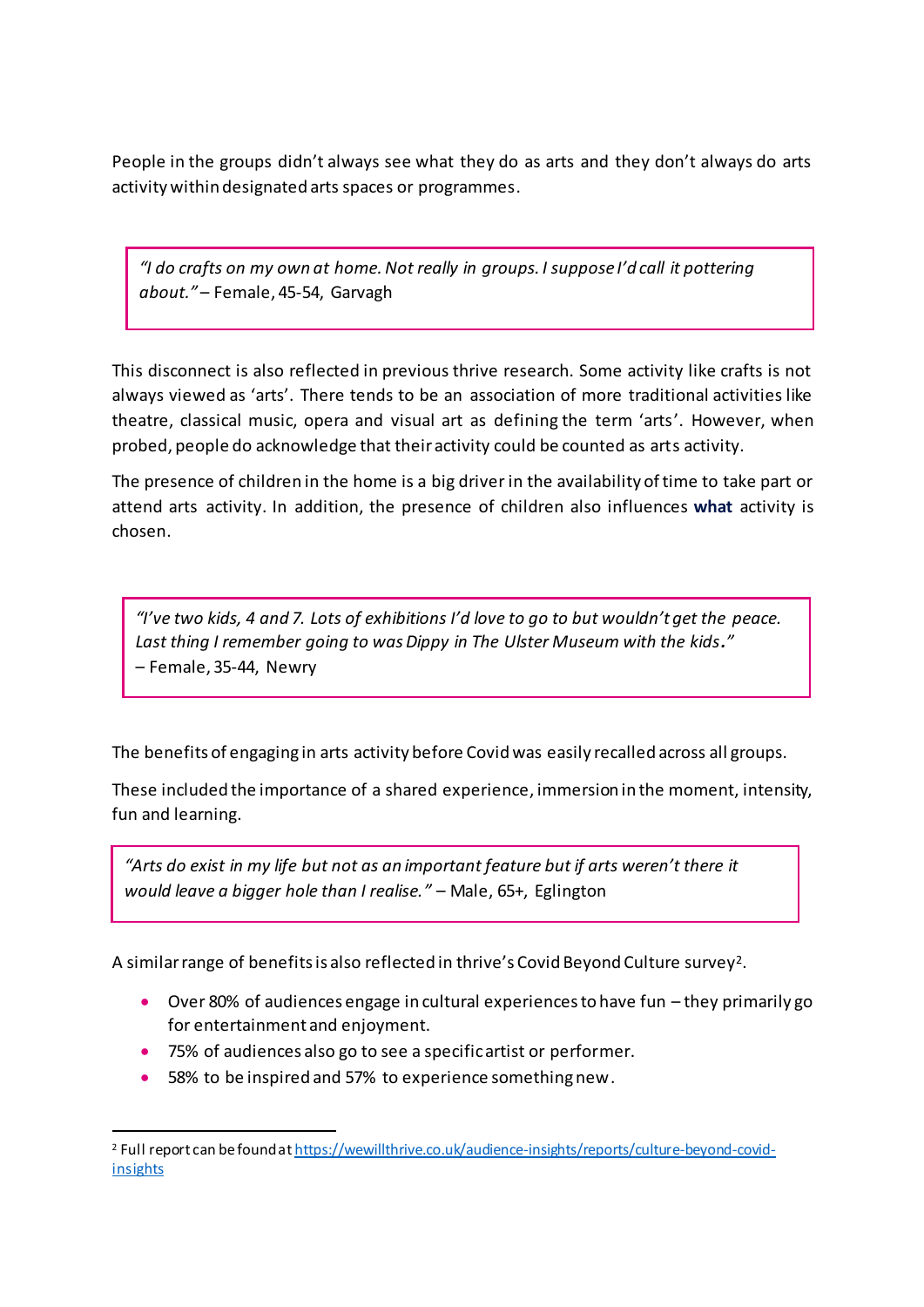People in the groups didn't always see what they do as arts and they don't always do arts activity within designated arts spaces or programmes.

> *"I do crafts on my own at home. Not really in groups. I suppose I'd call it pottering about."* – Female, 45-54, Garvagh

This disconnect is also reflected in previous thrive research. Some activity like crafts is not always viewed as 'arts'. There tends to be an association of more traditional activities like theatre, classical music, opera and visual art as defining the term 'arts'. However, when probed, people do acknowledge that their activity could be counted as arts activity.

The presence of children in the home is a big driver in the availability of time to take part or attend arts activity. In addition, the presence of children also influences **what** activity is chosen.

> *"I've two kids, 4 and 7. Lots of exhibitions I'd love to go to but wouldn't get the peace. Last thing I remember going to was Dippy in The Ulster Museum with the kids."*
> – Female, 35-44, Newry

The benefits of engaging in arts activity before Covid was easily recalled across all groups.

These included the importance of a shared experience, immersion in the moment, intensity, fun and learning.

> *"Arts do exist in my life but not as an important feature but if arts weren't there it would leave a bigger hole than I realise."* – Male, 65+, Eglington

A similar range of benefits is also reflected in thrive's Covid Beyond Culture survey[2].

- Over 80% of audiences engage in cultural experiences to have fun – they primarily go for entertainment and enjoyment.
- 75% of audiences also go to see a specific artist or performer.
- 58% to be inspired and 57% to experience something new.

---

[2] Full report can be found at https://wewillthrive.co.uk/audience-insights/reports/culture-beyond-covid-insights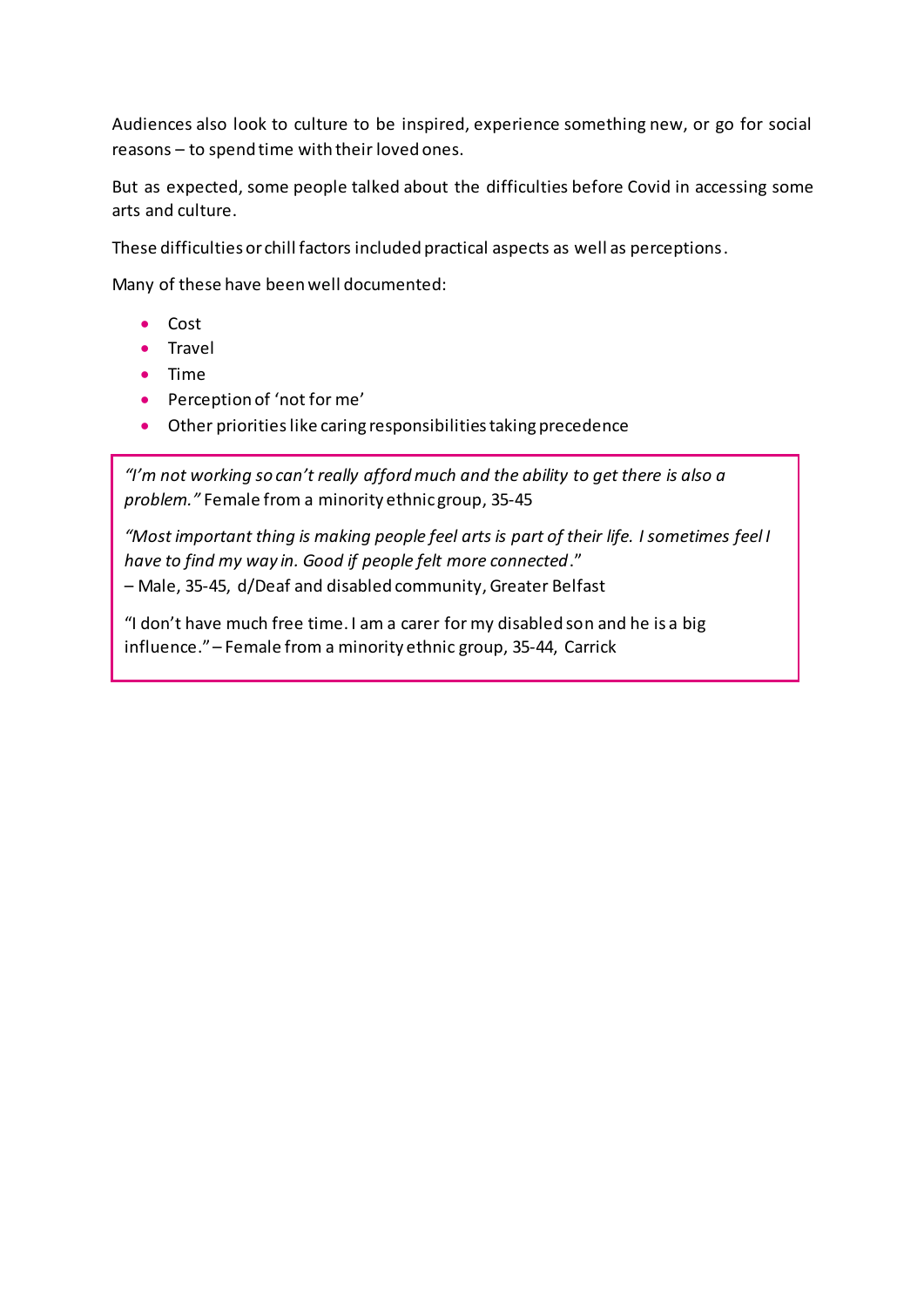Audiences also look to culture to be inspired, experience something new, or go for social reasons – to spend time with their loved ones.

But as expected, some people talked about the difficulties before Covid in accessing some arts and culture.

These difficulties or chill factors included practical aspects as well as perceptions.

Many of these have been well documented:

- Cost
- Travel
- Time
- Perception of 'not for me'
- Other priorities like caring responsibilities taking precedence

> *"I'm not working so can't really afford much and the ability to get there is also a problem."* Female from a minority ethnic group, 35-45
>
> *"Most important thing is making people feel arts is part of their life. I sometimes feel I have to find my way in. Good if people felt more connected."*
> – Male, 35-45, d/Deaf and disabled community, Greater Belfast
>
> "I don't have much free time. I am a carer for my disabled son and he is a big influence." – Female from a minority ethnic group, 35-44, Carrick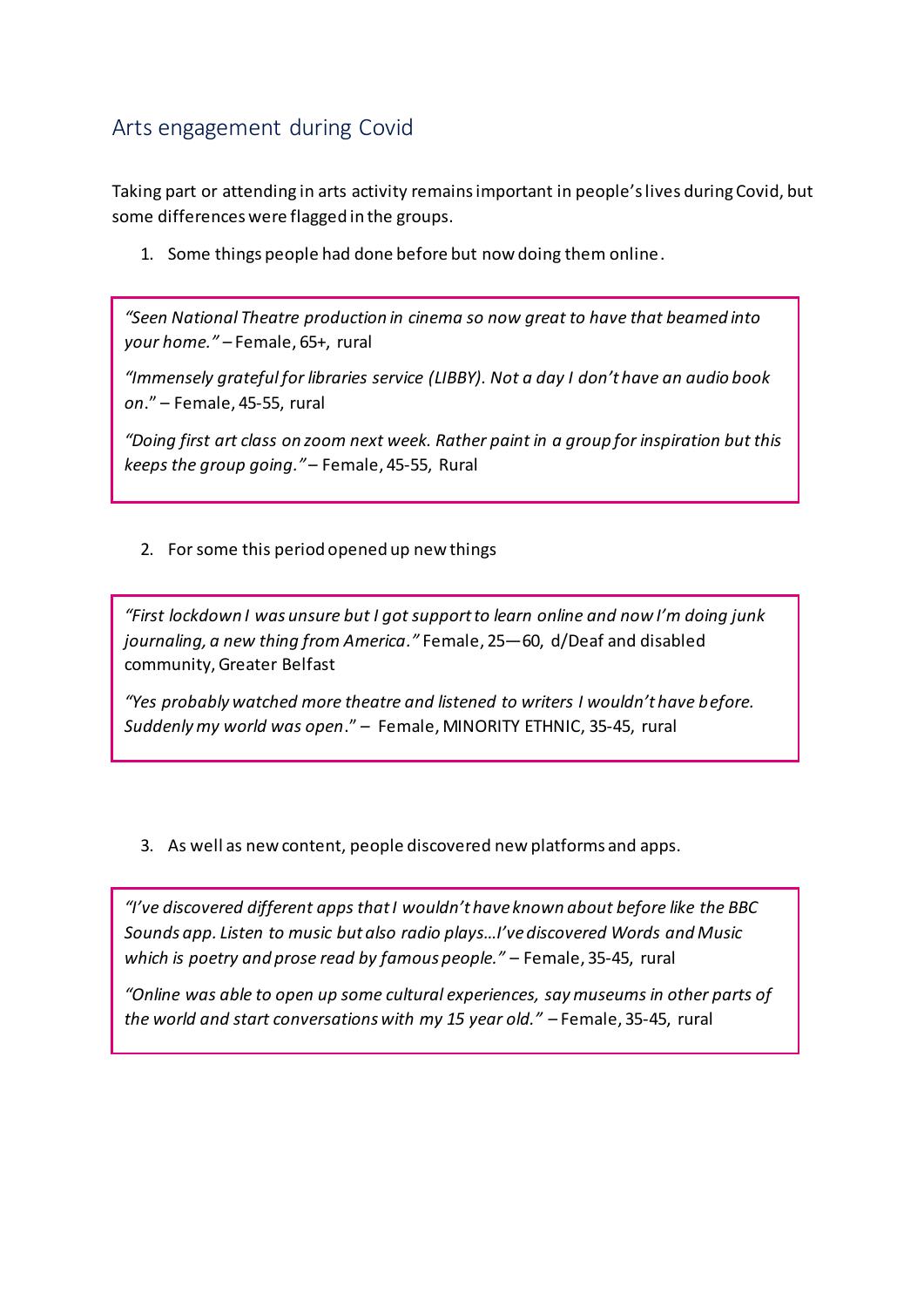## Arts engagement during Covid

Taking part or attending in arts activity remains important in people's lives during Covid, but some differences were flagged in the groups.

1. Some things people had done before but now doing them online.

> *"Seen National Theatre production in cinema so now great to have that beamed into your home."* – Female, 65+, rural
>
> *"Immensely grateful for libraries service (LIBBY). Not a day I don't have an audio book on*." – Female, 45-55, rural
>
> *"Doing first art class on zoom next week. Rather paint in a group for inspiration but this keeps the group going."* – Female, 45-55, Rural

2. For some this period opened up new things

> *"First lockdown I was unsure but I got support to learn online and now I'm doing junk journaling, a new thing from America."* Female, 25—60, d/Deaf and disabled community, Greater Belfast
>
> *"Yes probably watched more theatre and listened to writers I wouldn't have before. Suddenly my world was open*." – Female, MINORITY ETHNIC, 35-45, rural

3. As well as new content, people discovered new platforms and apps.

> *"I've discovered different apps that I wouldn't have known about before like the BBC Sounds app. Listen to music but also radio plays…I've discovered Words and Music which is poetry and prose read by famous people."* – Female, 35-45, rural
>
> *"Online was able to open up some cultural experiences, say museums in other parts of the world and start conversations with my 15 year old."* – Female, 35-45, rural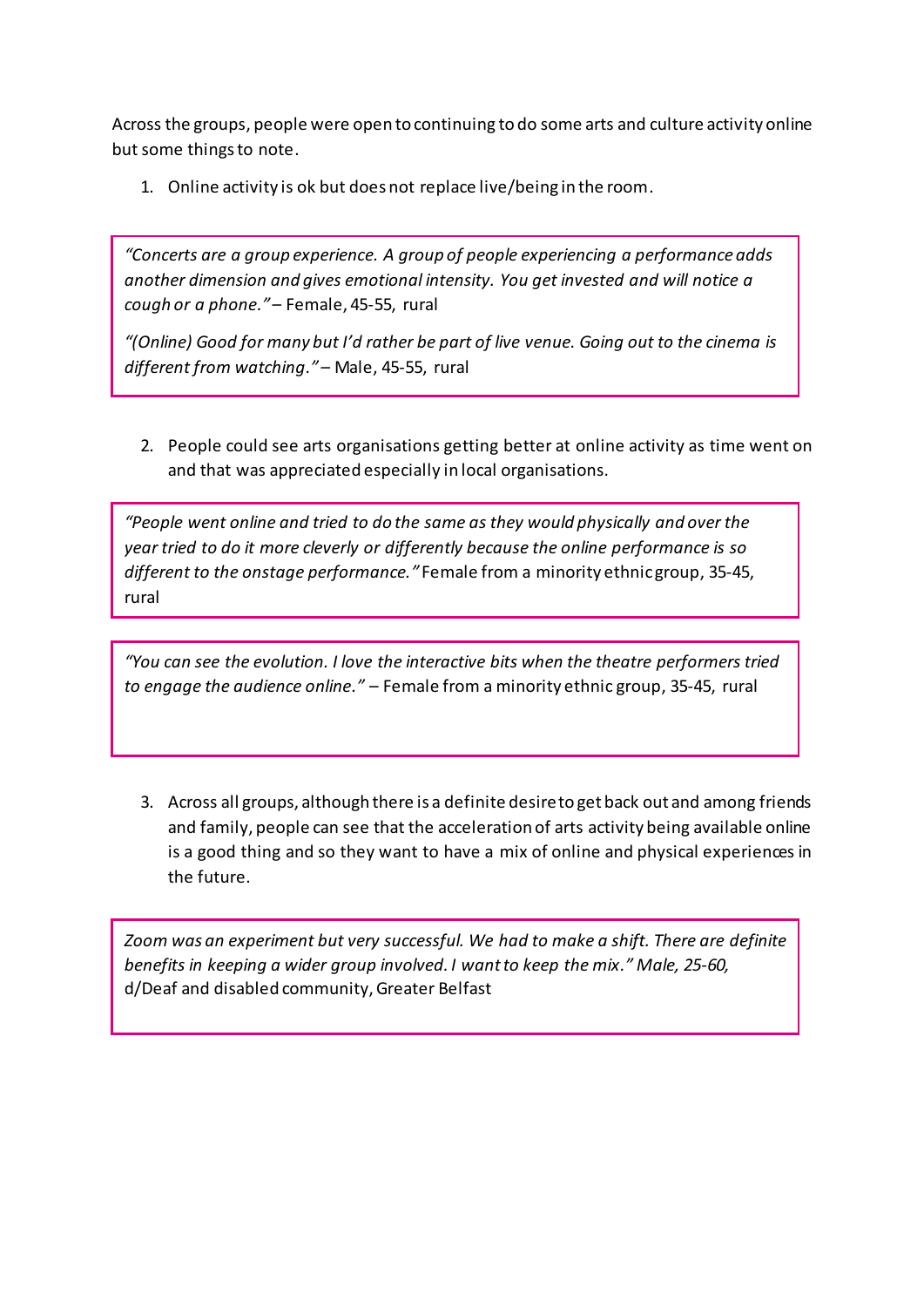Across the groups, people were open to continuing to do some arts and culture activity online but some things to note.

1. Online activity is ok but does not replace live/being in the room.

> *"Concerts are a group experience. A group of people experiencing a performance adds another dimension and gives emotional intensity. You get invested and will notice a cough or a phone."* – Female, 45-55, rural
>
> *"(Online) Good for many but I'd rather be part of live venue. Going out to the cinema is different from watching."* – Male, 45-55, rural

2. People could see arts organisations getting better at online activity as time went on and that was appreciated especially in local organisations.

> *"People went online and tried to do the same as they would physically and over the year tried to do it more cleverly or differently because the online performance is so different to the onstage performance."* Female from a minority ethnic group, 35-45, rural

> *"You can see the evolution. I love the interactive bits when the theatre performers tried to engage the audience online."* – Female from a minority ethnic group, 35-45, rural

3. Across all groups, although there is a definite desire to get back out and among friends and family, people can see that the acceleration of arts activity being available online is a good thing and so they want to have a mix of online and physical experiences in the future.

> *Zoom was an experiment but very successful. We had to make a shift. There are definite benefits in keeping a wider group involved. I want to keep the mix." Male, 25-60,* d/Deaf and disabled community, Greater Belfast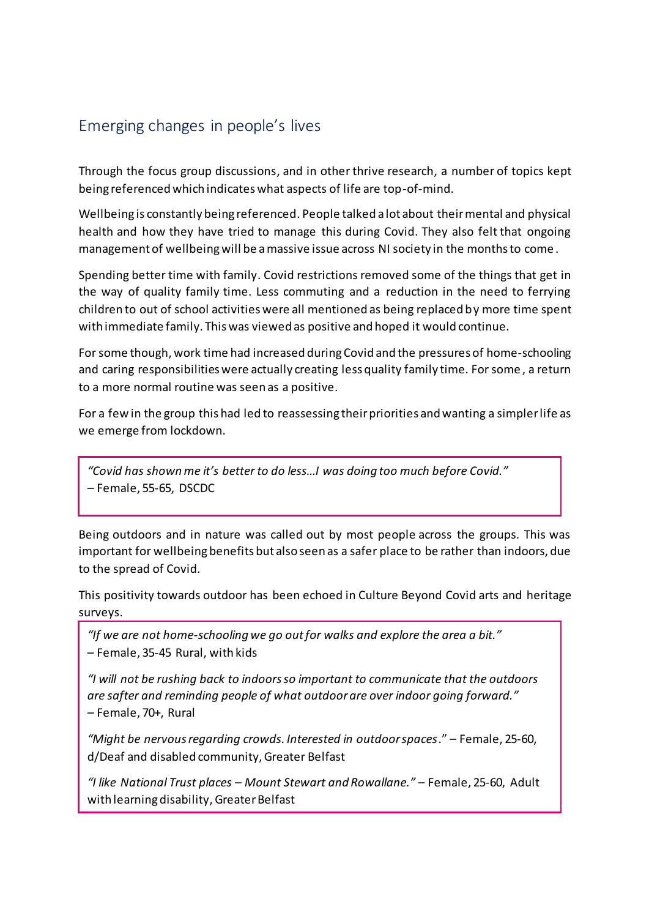## Emerging changes in people's lives

Through the focus group discussions, and in other thrive research, a number of topics kept being referenced which indicates what aspects of life are top-of-mind.

Wellbeing is constantly being referenced. People talked a lot about their mental and physical health and how they have tried to manage this during Covid. They also felt that ongoing management of wellbeing will be a massive issue across NI society in the months to come.

Spending better time with family. Covid restrictions removed some of the things that get in the way of quality family time. Less commuting and a reduction in the need to ferrying children to out of school activities were all mentioned as being replaced by more time spent with immediate family. This was viewed as positive and hoped it would continue.

For some though, work time had increased during Covid and the pressures of home-schooling and caring responsibilities were actually creating less quality family time. For some, a return to a more normal routine was seen as a positive.

For a few in the group this had led to reassessing their priorities and wanting a simpler life as we emerge from lockdown.

> *"Covid has shown me it's better to do less…I was doing too much before Covid."*
> – Female, 55-65, DSCDC

Being outdoors and in nature was called out by most people across the groups. This was important for wellbeing benefits but also seen as a safer place to be rather than indoors, due to the spread of Covid.

This positivity towards outdoor has been echoed in Culture Beyond Covid arts and heritage surveys.

> *"If we are not home-schooling we go out for walks and explore the area a bit."*
> – Female, 35-45 Rural, with kids
>
> *"I will not be rushing back to indoors so important to communicate that the outdoors are safter and reminding people of what outdoor are over indoor going forward."*
> – Female, 70+, Rural
>
> *"Might be nervous regarding crowds. Interested in outdoor spaces*." – Female, 25-60, d/Deaf and disabled community, Greater Belfast
>
> *"I like National Trust places – Mount Stewart and Rowallane."* – Female, 25-60, Adult with learning disability, Greater Belfast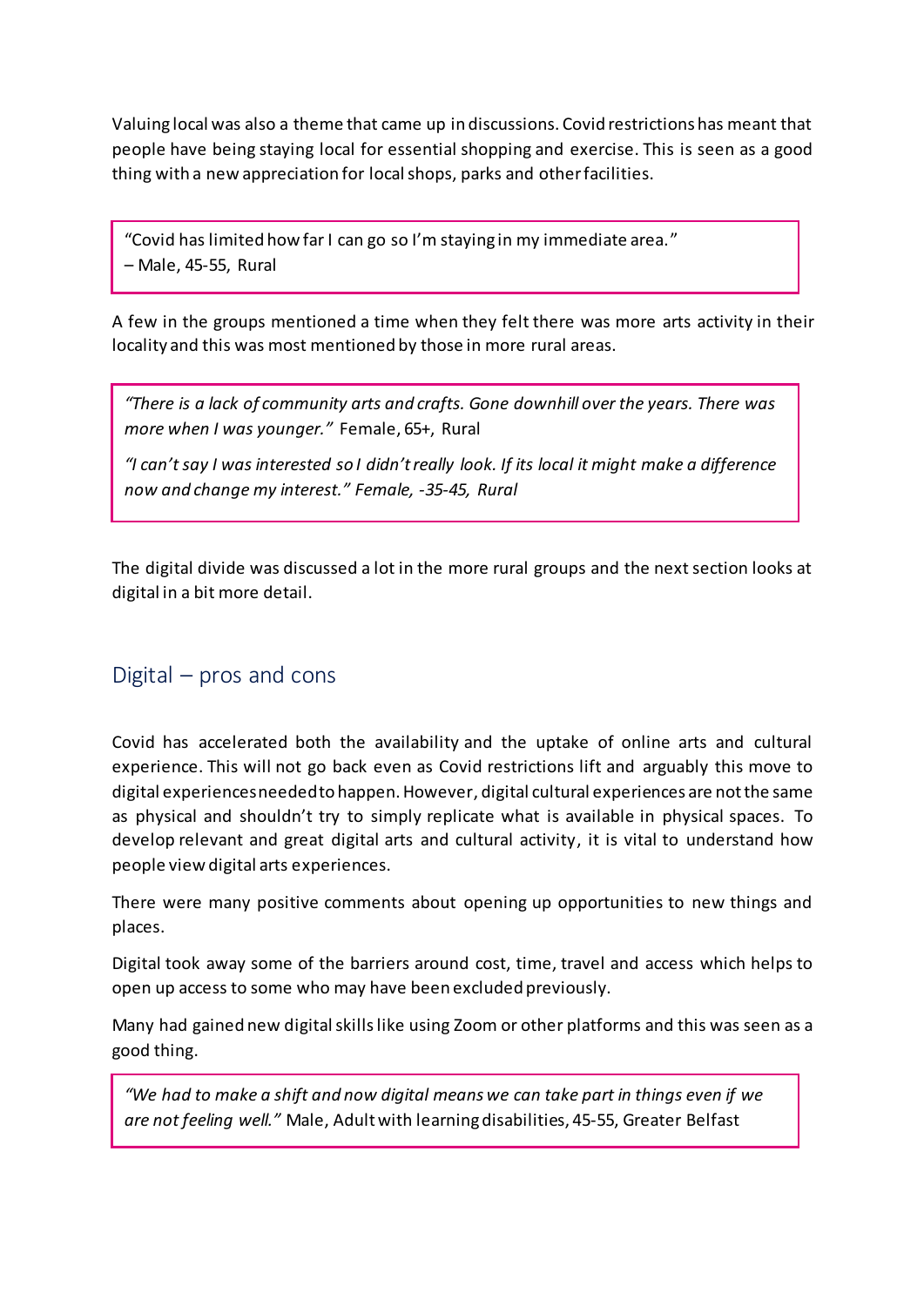Valuing local was also a theme that came up in discussions. Covid restrictions has meant that people have being staying local for essential shopping and exercise. This is seen as a good thing with a new appreciation for local shops, parks and other facilities.

> "Covid has limited how far I can go so I'm staying in my immediate area."
> – Male, 45-55, Rural

A few in the groups mentioned a time when they felt there was more arts activity in their locality and this was most mentioned by those in more rural areas.

> *"There is a lack of community arts and crafts. Gone downhill over the years. There was more when I was younger."* Female, 65+, Rural
>
> *"I can't say I was interested so I didn't really look. If its local it might make a difference now and change my interest." Female, -35-45, Rural*

The digital divide was discussed a lot in the more rural groups and the next section looks at digital in a bit more detail.

## Digital – pros and cons

Covid has accelerated both the availability and the uptake of online arts and cultural experience. This will not go back even as Covid restrictions lift and arguably this move to digital experiences needed to happen. However, digital cultural experiences are not the same as physical and shouldn't try to simply replicate what is available in physical spaces. To develop relevant and great digital arts and cultural activity, it is vital to understand how people view digital arts experiences.

There were many positive comments about opening up opportunities to new things and places.

Digital took away some of the barriers around cost, time, travel and access which helps to open up access to some who may have been excluded previously.

Many had gained new digital skills like using Zoom or other platforms and this was seen as a good thing.

> *"We had to make a shift and now digital means we can take part in things even if we are not feeling well."* Male, Adult with learning disabilities, 45-55, Greater Belfast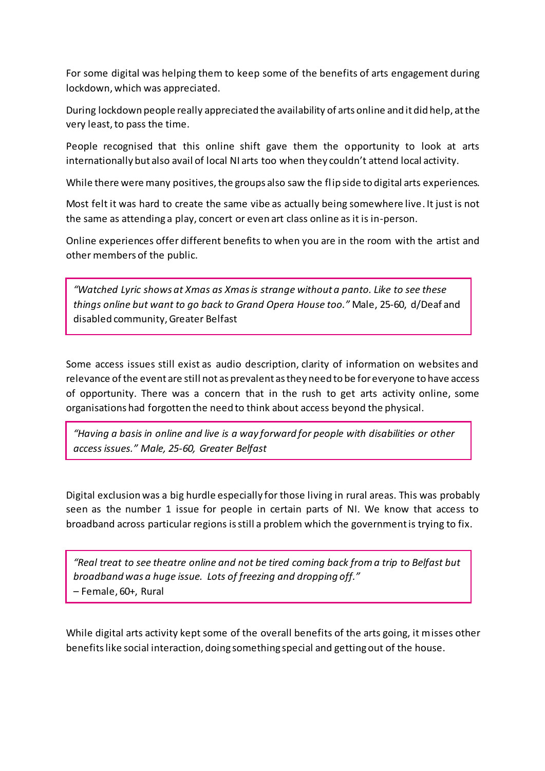For some digital was helping them to keep some of the benefits of arts engagement during lockdown, which was appreciated.

During lockdown people really appreciated the availability of arts online and it did help, at the very least, to pass the time.

People recognised that this online shift gave them the opportunity to look at arts internationally but also avail of local NI arts too when they couldn't attend local activity.

While there were many positives, the groups also saw the flip side to digital arts experiences.

Most felt it was hard to create the same vibe as actually being somewhere live. It just is not the same as attending a play, concert or even art class online as it is in-person.

Online experiences offer different benefits to when you are in the room with the artist and other members of the public.

> *"Watched Lyric shows at Xmas as Xmas is strange without a panto. Like to see these things online but want to go back to Grand Opera House too."* Male, 25-60, d/Deaf and disabled community, Greater Belfast

Some access issues still exist as audio description, clarity of information on websites and relevance of the event are still not as prevalent as they need to be for everyone to have access of opportunity. There was a concern that in the rush to get arts activity online, some organisations had forgotten the need to think about access beyond the physical.

> *"Having a basis in online and live is a way forward for people with disabilities or other access issues." Male, 25-60, Greater Belfast*

Digital exclusion was a big hurdle especially for those living in rural areas. This was probably seen as the number 1 issue for people in certain parts of NI. We know that access to broadband across particular regions is still a problem which the government is trying to fix.

> *"Real treat to see theatre online and not be tired coming back from a trip to Belfast but broadband was a huge issue. Lots of freezing and dropping off."*
> – Female, 60+, Rural

While digital arts activity kept some of the overall benefits of the arts going, it misses other benefits like social interaction, doing something special and getting out of the house.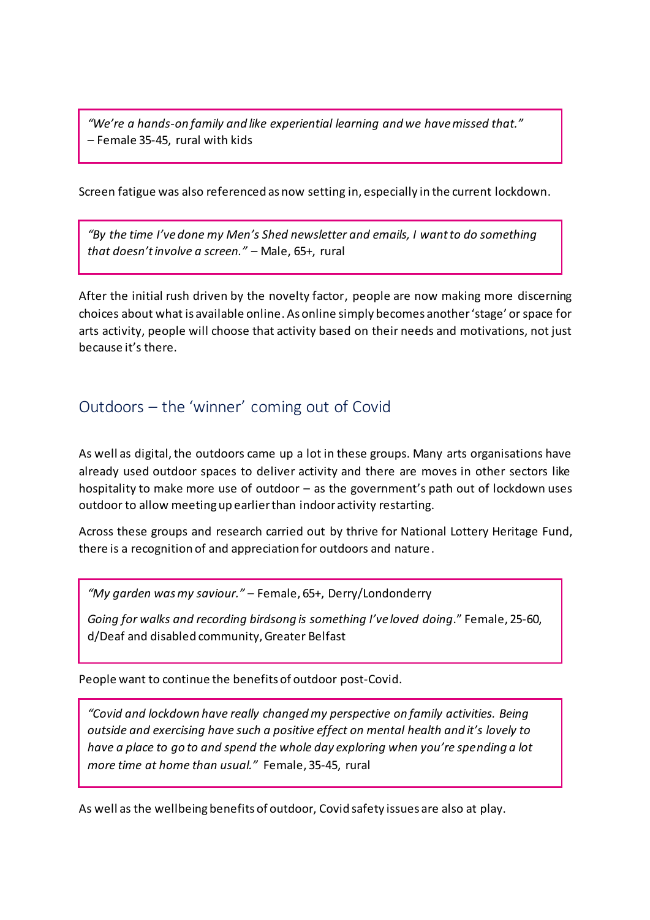> *"We're a hands-on family and like experiential learning and we have missed that."* – Female 35-45, rural with kids

Screen fatigue was also referenced as now setting in, especially in the current lockdown.

> *"By the time I've done my Men's Shed newsletter and emails, I want to do something that doesn't involve a screen."* – Male, 65+, rural

After the initial rush driven by the novelty factor, people are now making more discerning choices about what is available online. As online simply becomes another 'stage' or space for arts activity, people will choose that activity based on their needs and motivations, not just because it's there.

## Outdoors – the 'winner' coming out of Covid

As well as digital, the outdoors came up a lot in these groups. Many arts organisations have already used outdoor spaces to deliver activity and there are moves in other sectors like hospitality to make more use of outdoor – as the government's path out of lockdown uses outdoor to allow meeting up earlier than indoor activity restarting.

Across these groups and research carried out by thrive for National Lottery Heritage Fund, there is a recognition of and appreciation for outdoors and nature.

> *"My garden was my saviour."* – Female, 65+, Derry/Londonderry
>
> *Going for walks and recording birdsong is something I've loved doing*." Female, 25-60, d/Deaf and disabled community, Greater Belfast

People want to continue the benefits of outdoor post-Covid.

> *"Covid and lockdown have really changed my perspective on family activities. Being outside and exercising have such a positive effect on mental health and it's lovely to have a place to go to and spend the whole day exploring when you're spending a lot more time at home than usual."* Female, 35-45, rural

As well as the wellbeing benefits of outdoor, Covid safety issues are also at play.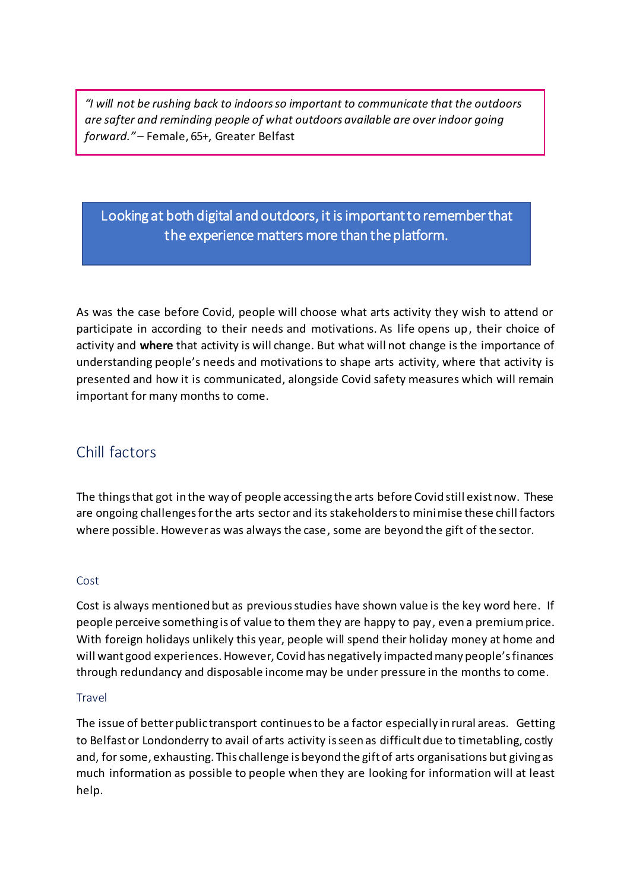> *"I will not be rushing back to indoors so important to communicate that the outdoors are safter and reminding people of what outdoors available are over indoor going forward."* – Female, 65+, Greater Belfast

> Looking at both digital and outdoors, it is important to remember that the experience matters more than the platform.

As was the case before Covid, people will choose what arts activity they wish to attend or participate in according to their needs and motivations. As life opens up, their choice of activity and **where** that activity is will change. But what will not change is the importance of understanding people's needs and motivations to shape arts activity, where that activity is presented and how it is communicated, alongside Covid safety measures which will remain important for many months to come.

## Chill factors

The things that got in the way of people accessing the arts before Covid still exist now. These are ongoing challenges for the arts sector and its stakeholders to minimise these chill factors where possible. However as was always the case, some are beyond the gift of the sector.

### Cost

Cost is always mentioned but as previous studies have shown value is the key word here. If people perceive something is of value to them they are happy to pay, even a premium price. With foreign holidays unlikely this year, people will spend their holiday money at home and will want good experiences. However, Covid has negatively impacted many people's finances through redundancy and disposable income may be under pressure in the months to come.

### Travel

The issue of better public transport continues to be a factor especially in rural areas. Getting to Belfast or Londonderry to avail of arts activity is seen as difficult due to timetabling, costly and, for some, exhausting. This challenge is beyond the gift of arts organisations but giving as much information as possible to people when they are looking for information will at least help.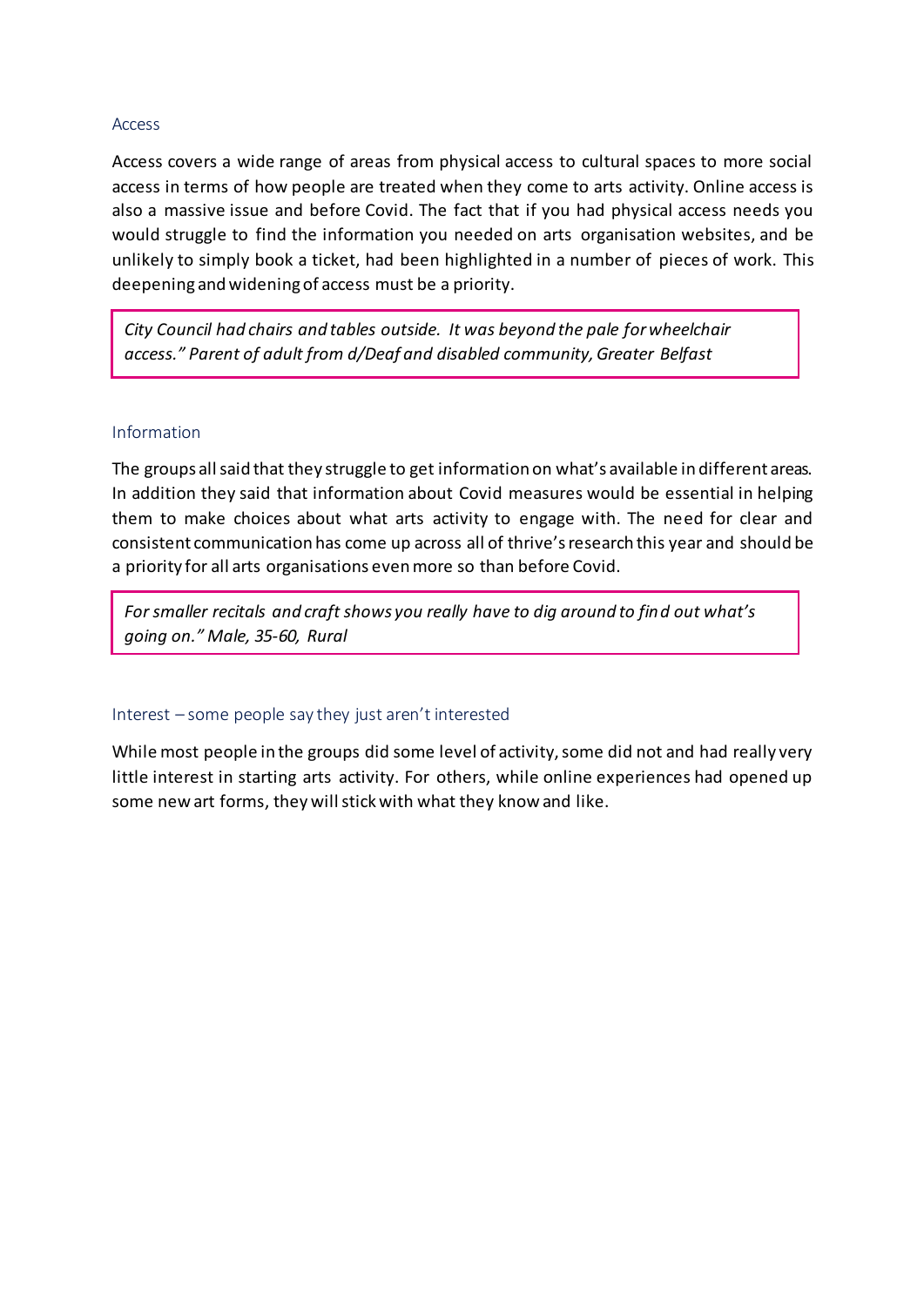### Access

Access covers a wide range of areas from physical access to cultural spaces to more social access in terms of how people are treated when they come to arts activity. Online access is also a massive issue and before Covid. The fact that if you had physical access needs you would struggle to find the information you needed on arts organisation websites, and be unlikely to simply book a ticket, had been highlighted in a number of pieces of work. This deepening and widening of access must be a priority.

> *City Council had chairs and tables outside. It was beyond the pale for wheelchair access." Parent of adult from d/Deaf and disabled community, Greater Belfast*

### Information

The groups all said that they struggle to get information on what's available in different areas. In addition they said that information about Covid measures would be essential in helping them to make choices about what arts activity to engage with. The need for clear and consistent communication has come up across all of thrive's research this year and should be a priority for all arts organisations even more so than before Covid.

> *For smaller recitals and craft shows you really have to dig around to find out what's going on." Male, 35-60, Rural*

### Interest – some people say they just aren't interested

While most people in the groups did some level of activity, some did not and had really very little interest in starting arts activity. For others, while online experiences had opened up some new art forms, they will stick with what they know and like.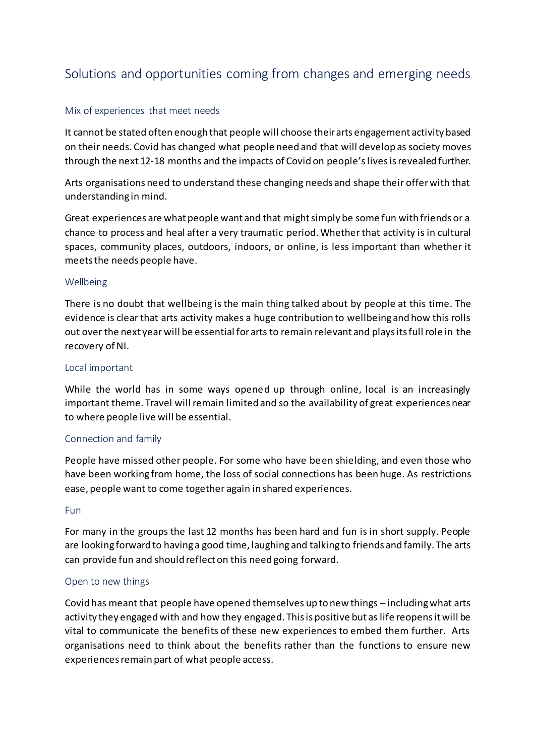## Solutions and opportunities coming from changes and emerging needs

### Mix of experiences that meet needs

It cannot be stated often enough that people will choose their arts engagement activity based on their needs. Covid has changed what people need and that will develop as society moves through the next 12-18 months and the impacts of Covid on people's lives is revealed further.

Arts organisations need to understand these changing needs and shape their offer with that understanding in mind.

Great experiences are what people want and that might simply be some fun with friends or a chance to process and heal after a very traumatic period. Whether that activity is in cultural spaces, community places, outdoors, indoors, or online, is less important than whether it meets the needs people have.

### Wellbeing

There is no doubt that wellbeing is the main thing talked about by people at this time. The evidence is clear that arts activity makes a huge contribution to wellbeing and how this rolls out over the next year will be essential for arts to remain relevant and plays its full role in the recovery of NI.

### Local important

While the world has in some ways opened up through online, local is an increasingly important theme. Travel will remain limited and so the availability of great experiences near to where people live will be essential.

### Connection and family

People have missed other people. For some who have been shielding, and even those who have been working from home, the loss of social connections has been huge. As restrictions ease, people want to come together again in shared experiences.

### Fun

For many in the groups the last 12 months has been hard and fun is in short supply. People are looking forward to having a good time, laughing and talking to friends and family. The arts can provide fun and should reflect on this need going forward.

### Open to new things

Covid has meant that people have opened themselves up to new things – including what arts activity they engaged with and how they engaged. This is positive but as life reopens it will be vital to communicate the benefits of these new experiences to embed them further. Arts organisations need to think about the benefits rather than the functions to ensure new experiences remain part of what people access.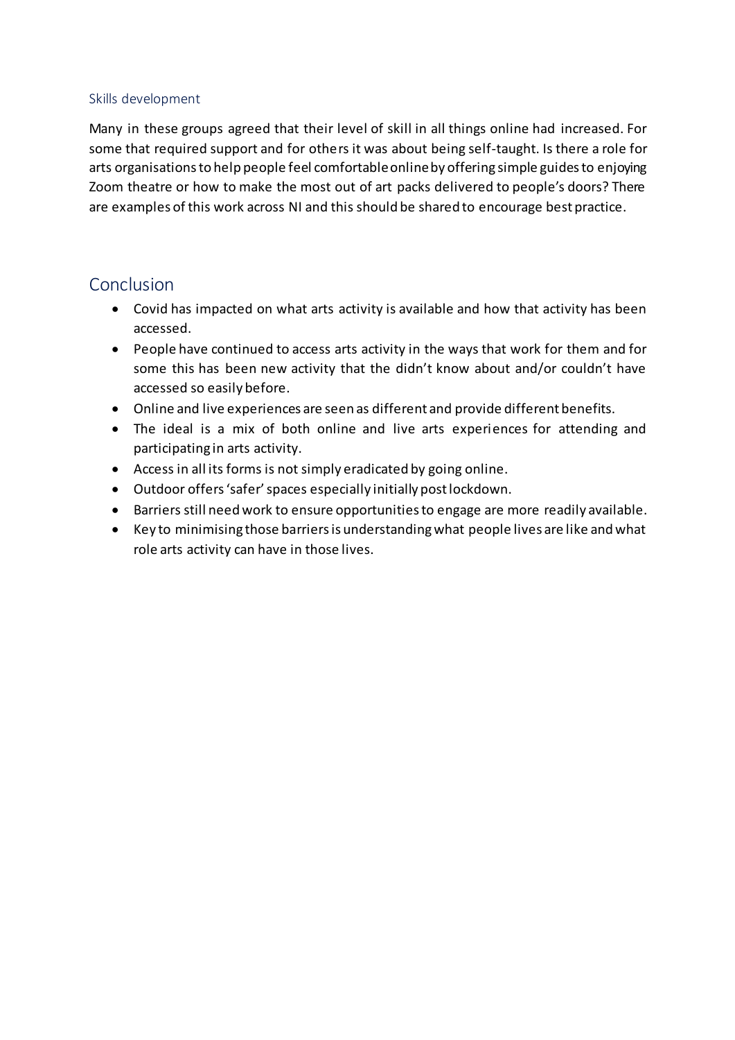### Skills development

Many in these groups agreed that their level of skill in all things online had increased. For some that required support and for others it was about being self-taught. Is there a role for arts organisations to help people feel comfortable online by offering simple guides to enjoying Zoom theatre or how to make the most out of art packs delivered to people's doors? There are examples of this work across NI and this should be shared to encourage best practice.

## Conclusion

- Covid has impacted on what arts activity is available and how that activity has been accessed.
- People have continued to access arts activity in the ways that work for them and for some this has been new activity that the didn't know about and/or couldn't have accessed so easily before.
- Online and live experiences are seen as different and provide different benefits.
- The ideal is a mix of both online and live arts experiences for attending and participating in arts activity.
- Access in all its forms is not simply eradicated by going online.
- Outdoor offers 'safer' spaces especially initially post lockdown.
- Barriers still need work to ensure opportunities to engage are more readily available.
- Key to minimising those barriers is understanding what people lives are like and what role arts activity can have in those lives.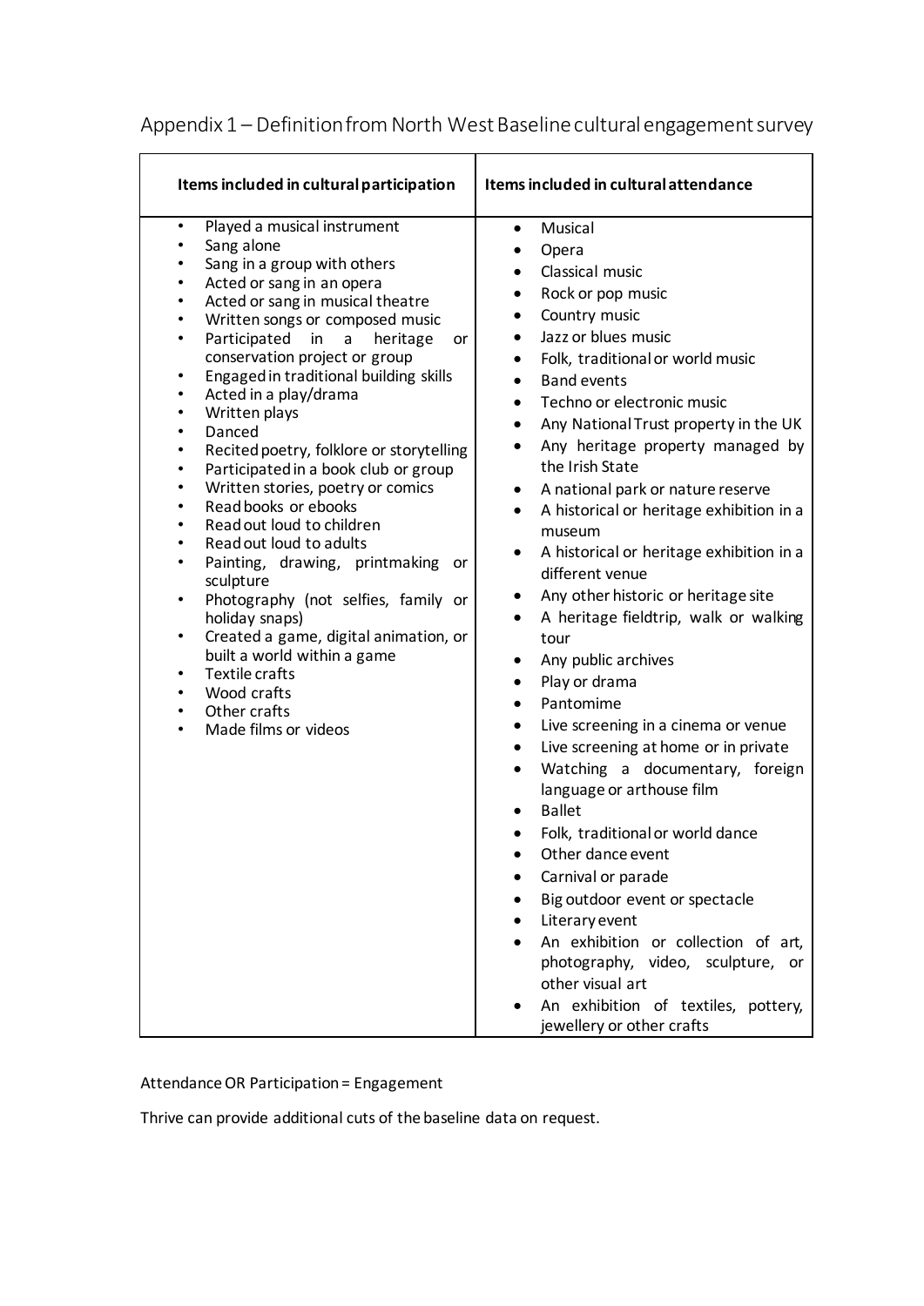# Appendix 1 – Definition from North West Baseline cultural engagement survey

| Items included in cultural participation | Items included in cultural attendance |
| --- | --- |
| • Played a musical instrument<br>• Sang alone<br>• Sang in a group with others<br>• Acted or sang in an opera<br>• Acted or sang in musical theatre<br>• Written songs or composed music<br>• Participated in a heritage or conservation project or group<br>• Engaged in traditional building skills<br>• Acted in a play/drama<br>• Written plays<br>• Danced<br>• Recited poetry, folklore or storytelling<br>• Participated in a book club or group<br>• Written stories, poetry or comics<br>• Read books or ebooks<br>• Read out loud to children<br>• Read out loud to adults<br>• Painting, drawing, printmaking or sculpture<br>• Photography (not selfies, family or holiday snaps)<br>• Created a game, digital animation, or built a world within a game<br>• Textile crafts<br>• Wood crafts<br>• Other crafts<br>• Made films or videos | • Musical<br>• Opera<br>• Classical music<br>• Rock or pop music<br>• Country music<br>• Jazz or blues music<br>• Folk, traditional or world music<br>• Band events<br>• Techno or electronic music<br>• Any National Trust property in the UK<br>• Any heritage property managed by the Irish State<br>• A national park or nature reserve<br>• A historical or heritage exhibition in a museum<br>• A historical or heritage exhibition in a different venue<br>• Any other historic or heritage site<br>• A heritage fieldtrip, walk or walking tour<br>• Any public archives<br>• Play or drama<br>• Pantomime<br>• Live screening in a cinema or venue<br>• Live screening at home or in private<br>• Watching a documentary, foreign language or arthouse film<br>• Ballet<br>• Folk, traditional or world dance<br>• Other dance event<br>• Carnival or parade<br>• Big outdoor event or spectacle<br>• Literary event<br>• An exhibition or collection of art, photography, video, sculpture, or other visual art<br>• An exhibition of textiles, pottery, jewellery or other crafts |

Attendance OR Participation = Engagement

Thrive can provide additional cuts of the baseline data on request.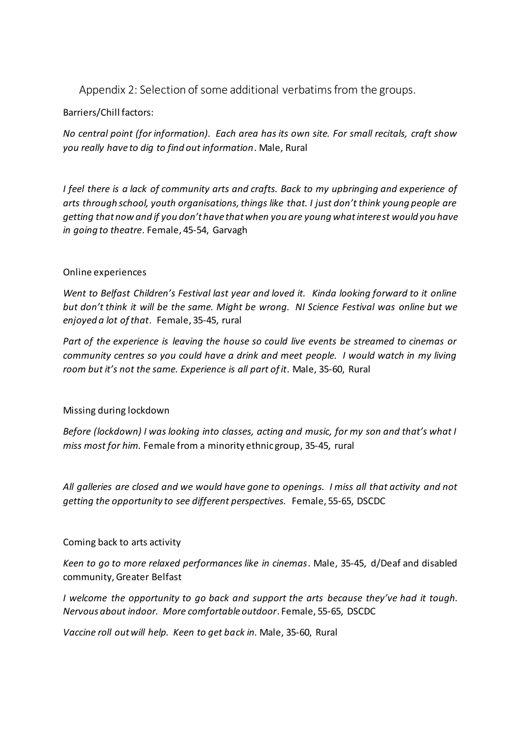## Appendix 2: Selection of some additional verbatims from the groups.

Barriers/Chill factors:

*No central point (for information). Each area has its own site. For small recitals, craft show you really have to dig to find out information*. Male, Rural

*I feel there is a lack of community arts and crafts. Back to my upbringing and experience of arts through school, youth organisations, things like that. I just don't think young people are getting that now and if you don't have that when you are young what interest would you have in going to theatre*. Female, 45-54, Garvagh

Online experiences

*Went to Belfast Children's Festival last year and loved it. Kinda looking forward to it online but don't think it will be the same. Might be wrong. NI Science Festival was online but we enjoyed a lot of that*. Female, 35-45, rural

*Part of the experience is leaving the house so could live events be streamed to cinemas or community centres so you could have a drink and meet people. I would watch in my living room but it's not the same. Experience is all part of it*. Male, 35-60, Rural

Missing during lockdown

*Before (lockdown) I was looking into classes, acting and music, for my son and that's what I miss most for him.* Female from a minority ethnic group, 35-45, rural

*All galleries are closed and we would have gone to openings. I miss all that activity and not getting the opportunity to see different perspectives.* Female, 55-65, DSCDC

Coming back to arts activity

*Keen to go to more relaxed performances like in cinemas*. Male, 35-45, d/Deaf and disabled community, Greater Belfast

*I welcome the opportunity to go back and support the arts because they've had it tough. Nervous about indoor. More comfortable outdoor*. Female, 55-65, DSCDC

*Vaccine roll out will help. Keen to get back in.* Male, 35-60, Rural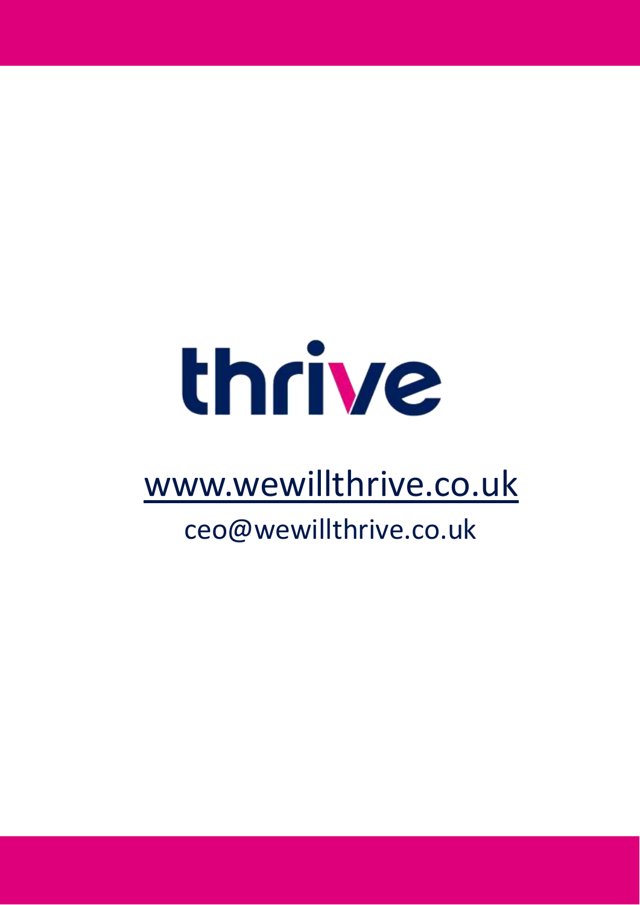thrive

www.wewillthrive.co.uk

ceo@wewillthrive.co.uk